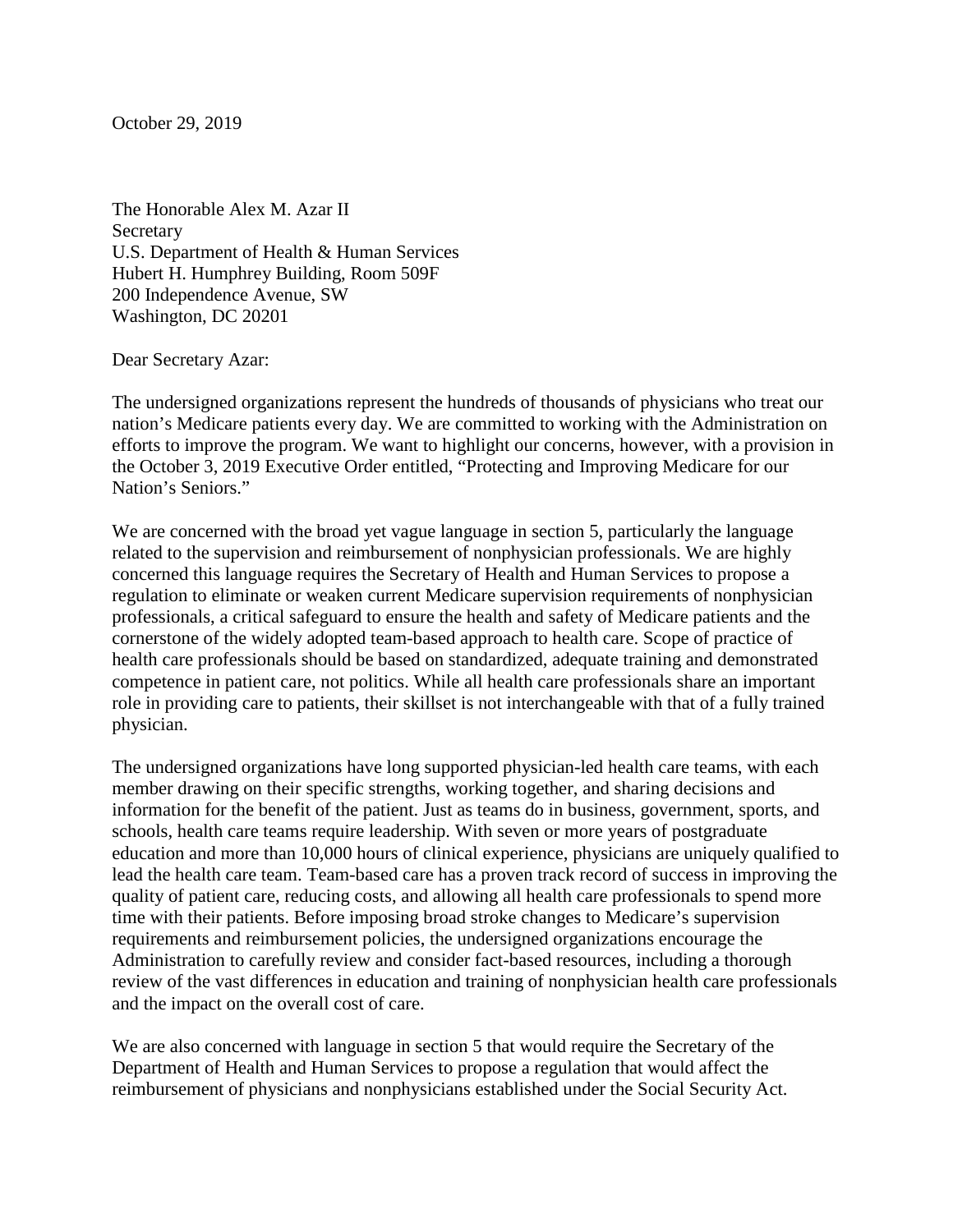October 29, 2019

The Honorable Alex M. Azar II
Secretary
U.S. Department of Health & Human Services
Hubert H. Humphrey Building, Room 509F
200 Independence Avenue, SW
Washington, DC 20201

Dear Secretary Azar:

The undersigned organizations represent the hundreds of thousands of physicians who treat our nation's Medicare patients every day. We are committed to working with the Administration on efforts to improve the program. We want to highlight our concerns, however, with a provision in the October 3, 2019 Executive Order entitled, "Protecting and Improving Medicare for our Nation's Seniors."

We are concerned with the broad yet vague language in section 5, particularly the language related to the supervision and reimbursement of nonphysician professionals. We are highly concerned this language requires the Secretary of Health and Human Services to propose a regulation to eliminate or weaken current Medicare supervision requirements of nonphysician professionals, a critical safeguard to ensure the health and safety of Medicare patients and the cornerstone of the widely adopted team-based approach to health care. Scope of practice of health care professionals should be based on standardized, adequate training and demonstrated competence in patient care, not politics. While all health care professionals share an important role in providing care to patients, their skillset is not interchangeable with that of a fully trained physician.

The undersigned organizations have long supported physician-led health care teams, with each member drawing on their specific strengths, working together, and sharing decisions and information for the benefit of the patient. Just as teams do in business, government, sports, and schools, health care teams require leadership. With seven or more years of postgraduate education and more than 10,000 hours of clinical experience, physicians are uniquely qualified to lead the health care team. Team-based care has a proven track record of success in improving the quality of patient care, reducing costs, and allowing all health care professionals to spend more time with their patients. Before imposing broad stroke changes to Medicare's supervision requirements and reimbursement policies, the undersigned organizations encourage the Administration to carefully review and consider fact-based resources, including a thorough review of the vast differences in education and training of nonphysician health care professionals and the impact on the overall cost of care.

We are also concerned with language in section 5 that would require the Secretary of the Department of Health and Human Services to propose a regulation that would affect the reimbursement of physicians and nonphysicians established under the Social Security Act.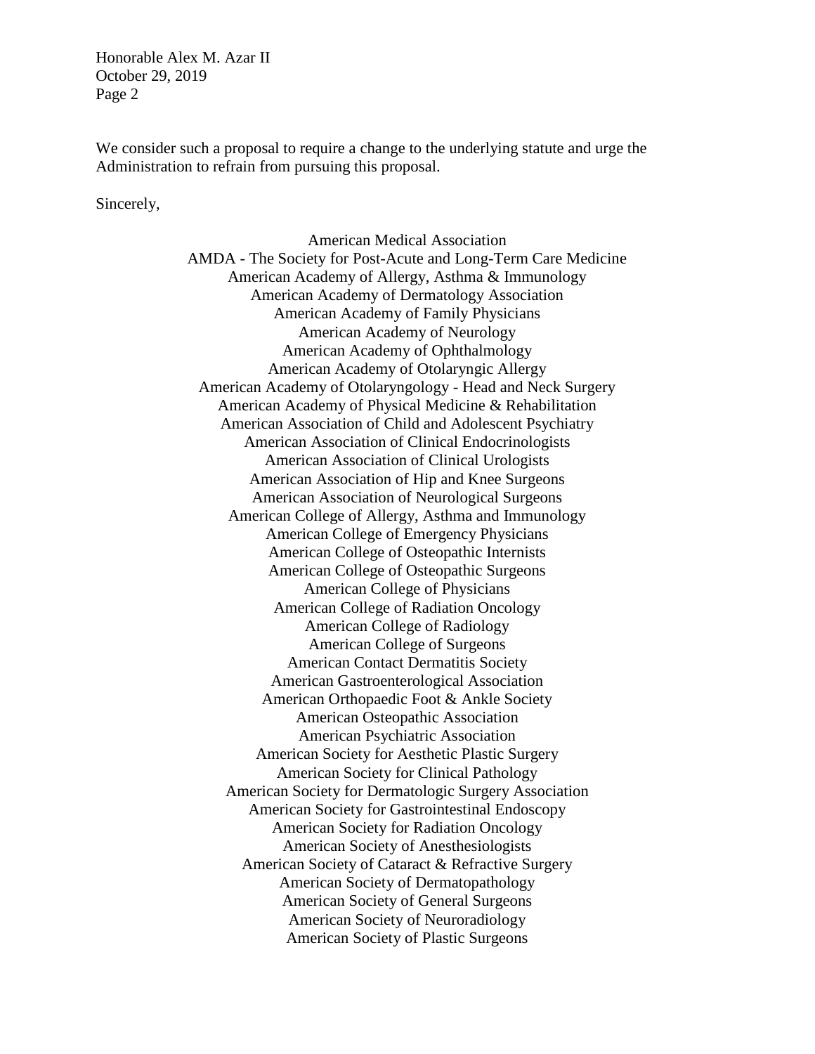We consider such a proposal to require a change to the underlying statute and urge the Administration to refrain from pursuing this proposal.

Sincerely,

American Medical Association
AMDA - The Society for Post-Acute and Long-Term Care Medicine
American Academy of Allergy, Asthma & Immunology
American Academy of Dermatology Association
American Academy of Family Physicians
American Academy of Neurology
American Academy of Ophthalmology
American Academy of Otolaryngic Allergy
American Academy of Otolaryngology - Head and Neck Surgery
American Academy of Physical Medicine & Rehabilitation
American Association of Child and Adolescent Psychiatry
American Association of Clinical Endocrinologists
American Association of Clinical Urologists
American Association of Hip and Knee Surgeons
American Association of Neurological Surgeons
American College of Allergy, Asthma and Immunology
American College of Emergency Physicians
American College of Osteopathic Internists
American College of Osteopathic Surgeons
American College of Physicians
American College of Radiation Oncology
American College of Radiology
American College of Surgeons
American Contact Dermatitis Society
American Gastroenterological Association
American Orthopaedic Foot & Ankle Society
American Osteopathic Association
American Psychiatric Association
American Society for Aesthetic Plastic Surgery
American Society for Clinical Pathology
American Society for Dermatologic Surgery Association
American Society for Gastrointestinal Endoscopy
American Society for Radiation Oncology
American Society of Anesthesiologists
American Society of Cataract & Refractive Surgery
American Society of Dermatopathology
American Society of General Surgeons
American Society of Neuroradiology
American Society of Plastic Surgeons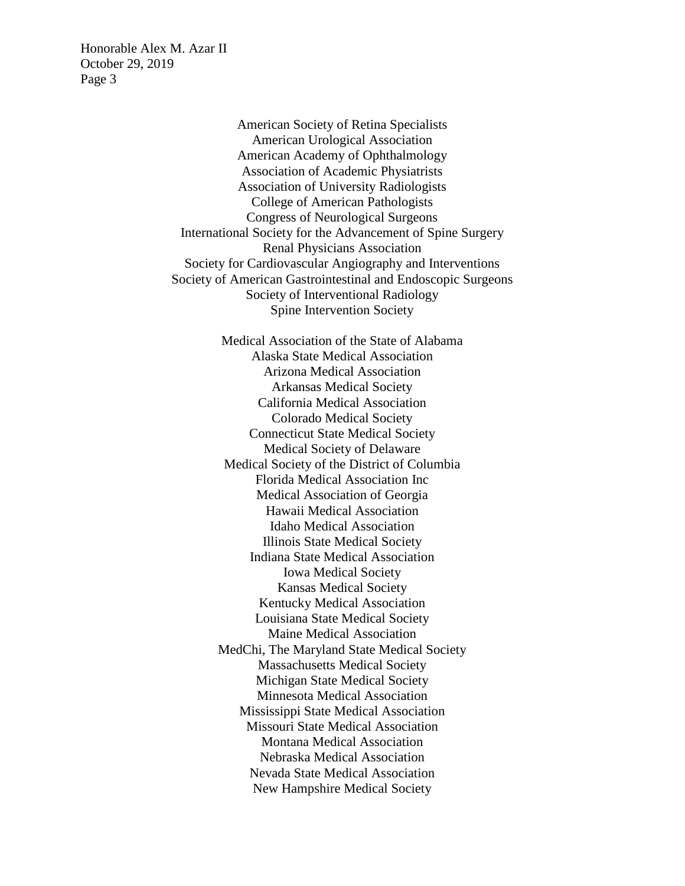American Society of Retina Specialists
American Urological Association
American Academy of Ophthalmology
Association of Academic Physiatrists
Association of University Radiologists
College of American Pathologists
Congress of Neurological Surgeons
International Society for the Advancement of Spine Surgery
Renal Physicians Association
Society for Cardiovascular Angiography and Interventions
Society of American Gastrointestinal and Endoscopic Surgeons
Society of Interventional Radiology
Spine Intervention Society

Medical Association of the State of Alabama
Alaska State Medical Association
Arizona Medical Association
Arkansas Medical Society
California Medical Association
Colorado Medical Society
Connecticut State Medical Society
Medical Society of Delaware
Medical Society of the District of Columbia
Florida Medical Association Inc
Medical Association of Georgia
Hawaii Medical Association
Idaho Medical Association
Illinois State Medical Society
Indiana State Medical Association
Iowa Medical Society
Kansas Medical Society
Kentucky Medical Association
Louisiana State Medical Society
Maine Medical Association
MedChi, The Maryland State Medical Society
Massachusetts Medical Society
Michigan State Medical Society
Minnesota Medical Association
Mississippi State Medical Association
Missouri State Medical Association
Montana Medical Association
Nebraska Medical Association
Nevada State Medical Association
New Hampshire Medical Society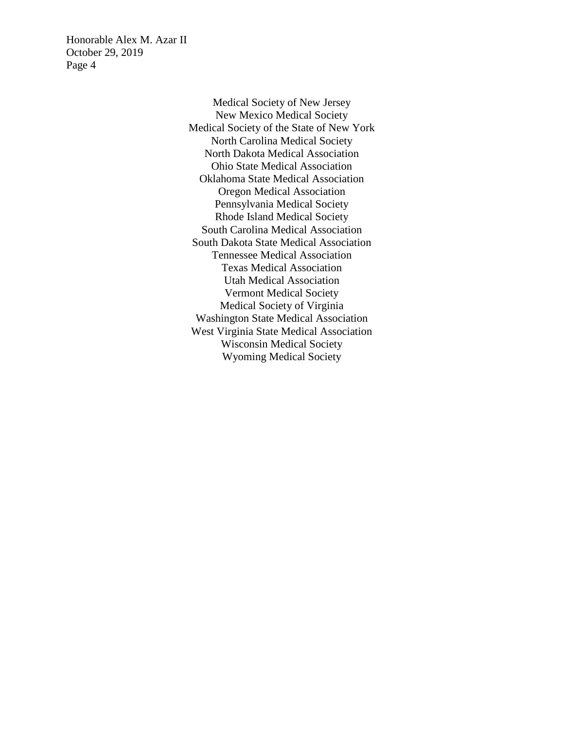Medical Society of New Jersey
New Mexico Medical Society
Medical Society of the State of New York
North Carolina Medical Society
North Dakota Medical Association
Ohio State Medical Association
Oklahoma State Medical Association
Oregon Medical Association
Pennsylvania Medical Society
Rhode Island Medical Society
South Carolina Medical Association
South Dakota State Medical Association
Tennessee Medical Association
Texas Medical Association
Utah Medical Association
Vermont Medical Society
Medical Society of Virginia
Washington State Medical Association
West Virginia State Medical Association
Wisconsin Medical Society
Wyoming Medical Society